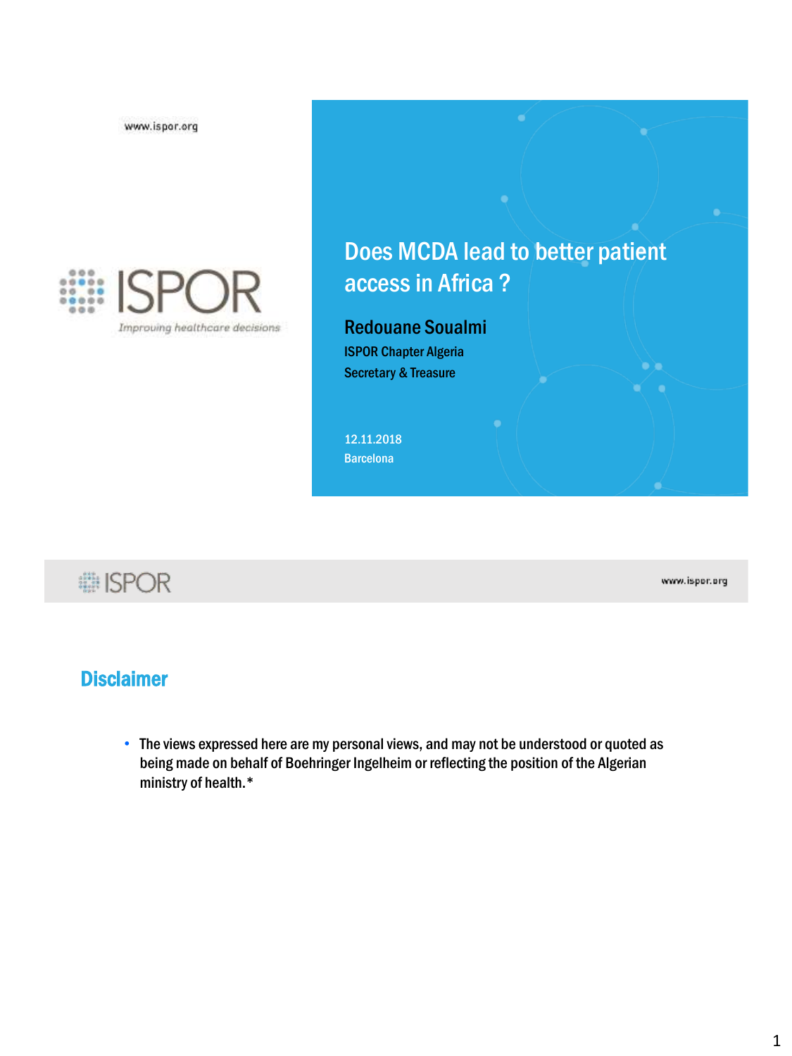www.ispor.org

ISPOR
*Improving healthcare decisions*

# Does MCDA lead to better patient access in Africa ?

**Redouane Soualmi**

ISPOR Chapter Algeria

Secretary & Treasure

12.11.2018

Barcelona

## Disclaimer

- The views expressed here are my personal views, and may not be understood or quoted as being made on behalf of Boehringer Ingelheim or reflecting the position of the Algerian ministry of health.*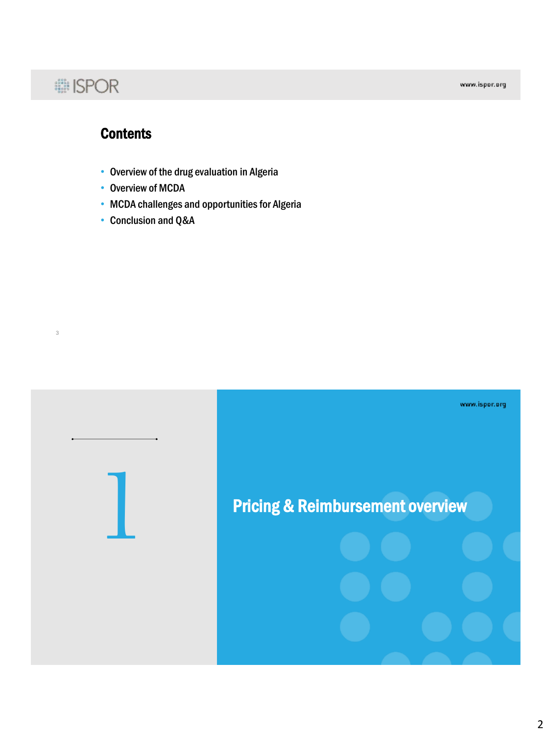## Contents

- Overview of the drug evaluation in Algeria
- Overview of MCDA
- MCDA challenges and opportunities for Algeria
- Conclusion and Q&A

# 1

## Pricing & Reimbursement overview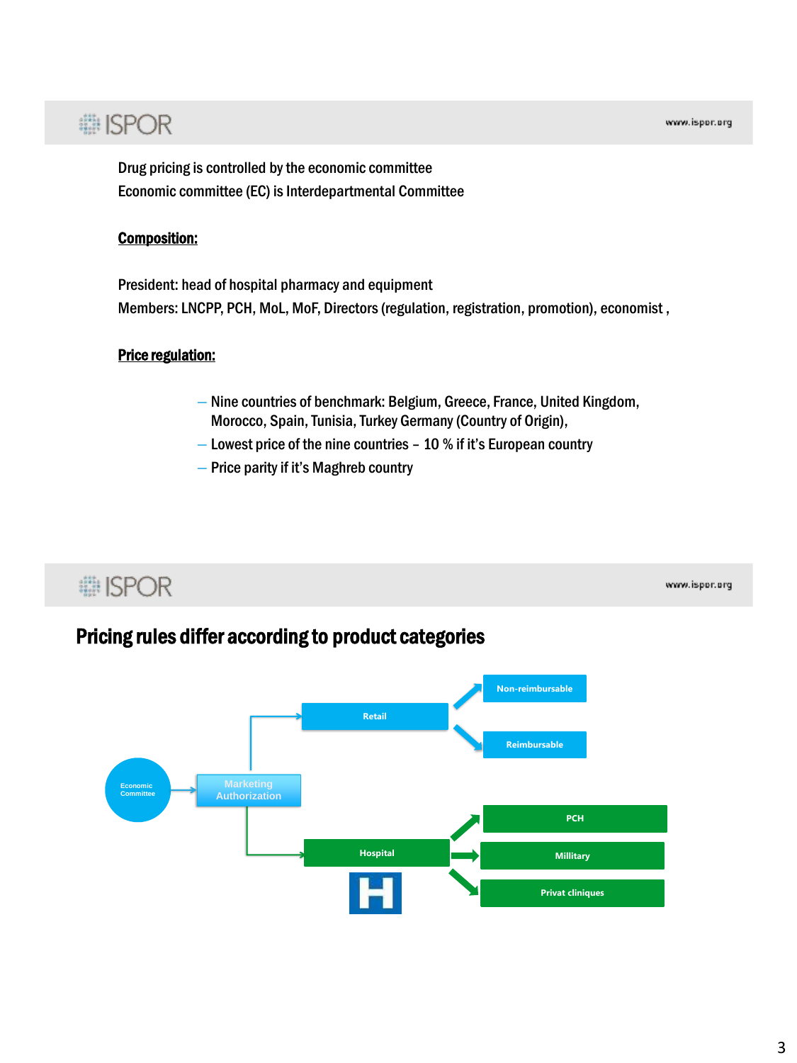Drug pricing is controlled by the economic committee

Economic committee (EC) is Interdepartmental Committee

**Composition:**

President: head of hospital pharmacy and equipment

Members: LNCPP, PCH, MoL, MoF, Directors (regulation, registration, promotion), economist ,

**Price regulation:**

- Nine countries of benchmark: Belgium, Greece, France, United Kingdom, Morocco, Spain, Tunisia, Turkey Germany (Country of Origin),
- Lowest price of the nine countries – 10 % if it's European country
- Price parity if it's Maghreb country

## Pricing rules differ according to product categories

Economic Committee → Marketing Authorization

- Retail
  - Non-reimbursable
  - Reimbursable
- Hospital
  - PCH
  - Millitary
  - Privat cliniques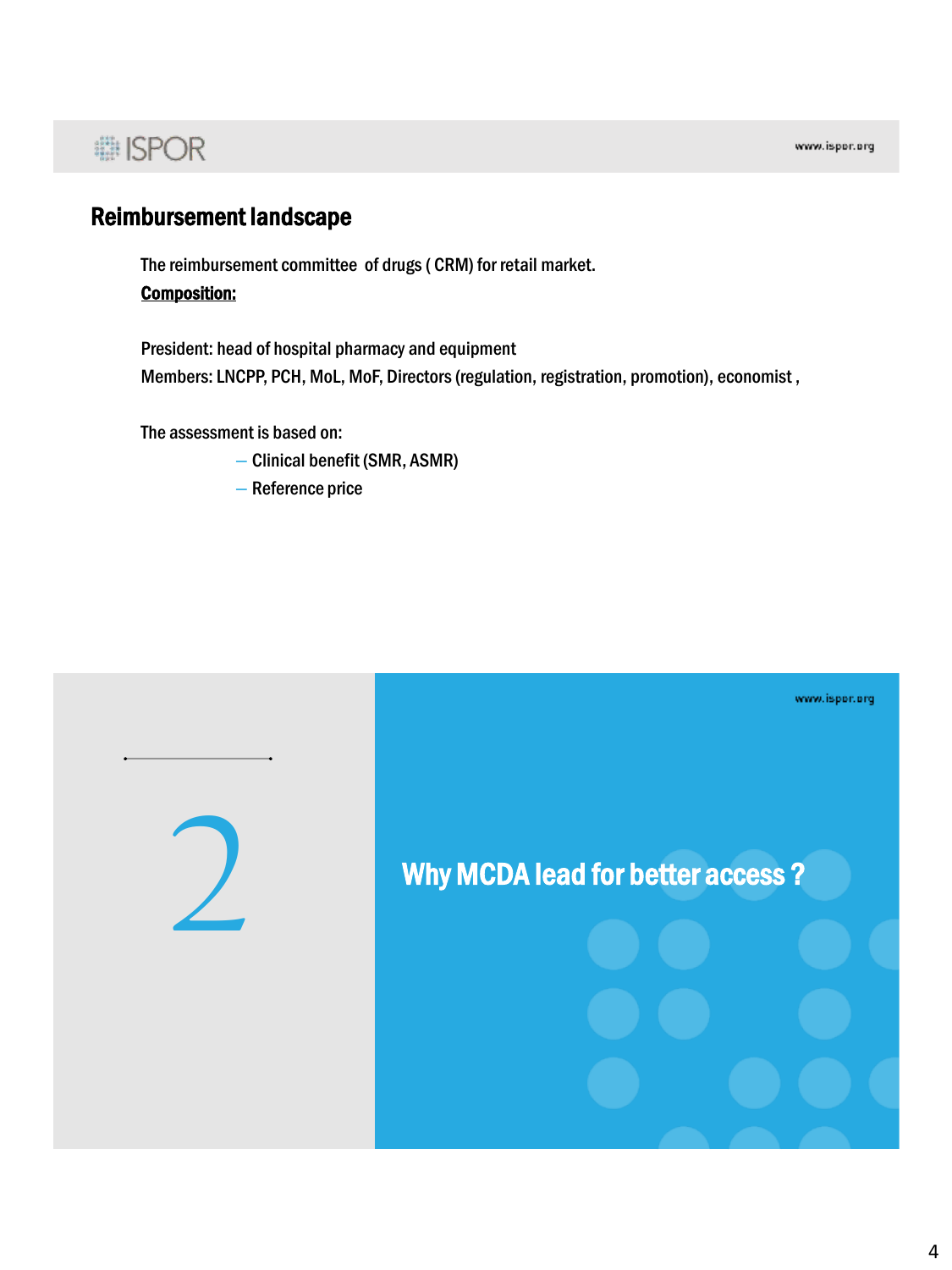## Reimbursement landscape

The reimbursement committee of drugs ( CRM) for retail market.

**Composition:**

President: head of hospital pharmacy and equipment
Members: LNCPP, PCH, MoL, MoF, Directors (regulation, registration, promotion), economist ,

The assessment is based on:

- Clinical benefit (SMR, ASMR)
- Reference price

2

## Why MCDA lead for better access ?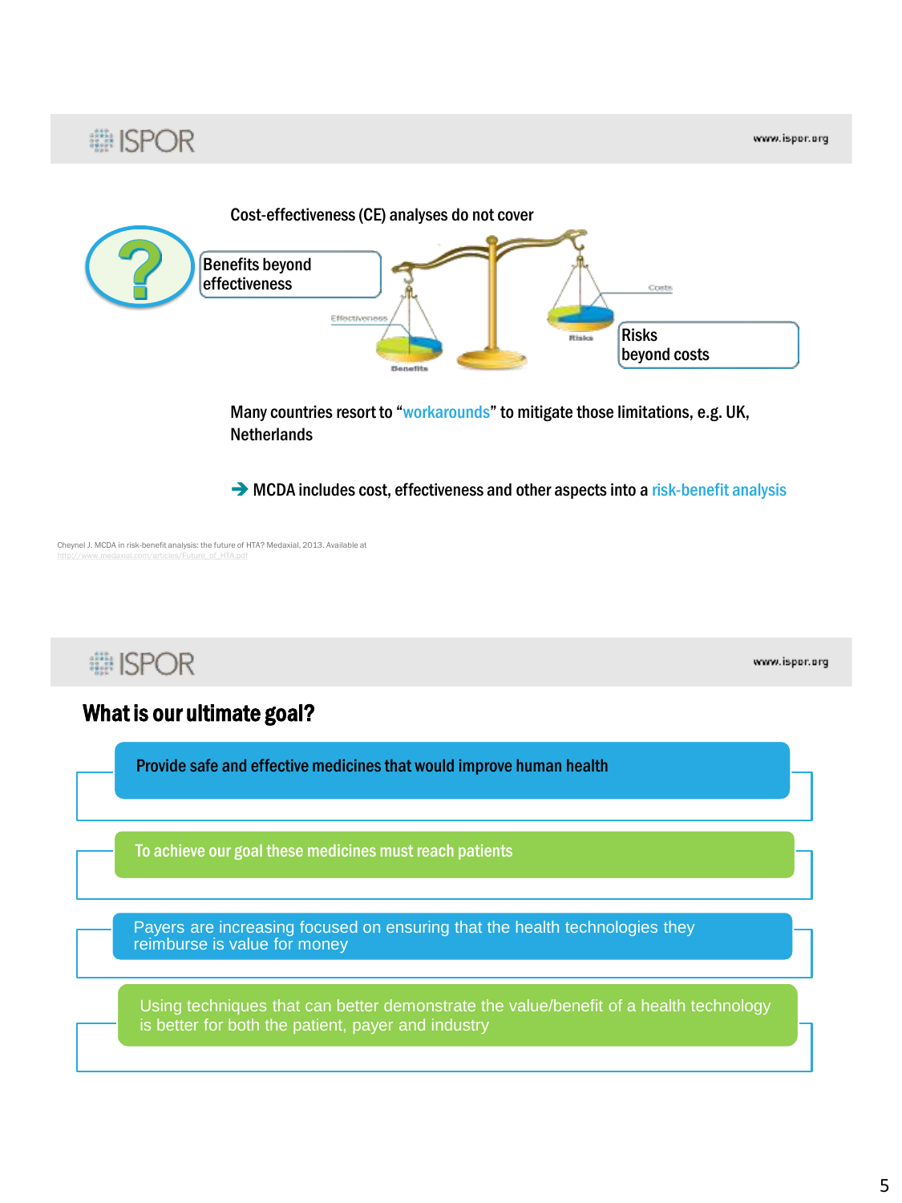Cost-effectiveness (CE) analyses do not cover

Benefits beyond effectiveness

Risks beyond costs

Effectiveness

Costs

Risks

Benefits

Many countries resort to "workarounds" to mitigate those limitations, e.g. UK, Netherlands

➔ MCDA includes cost, effectiveness and other aspects into a risk-benefit analysis

Cheynel J. MCDA in risk-benefit analysis: the future of HTA? Medaxial, 2013. Available at http://www.medaxial.com/articles/Future_of_HTA.pdf

## What is our ultimate goal?

**Provide safe and effective medicines that would improve human health**

**To achieve our goal these medicines must reach patients**

Payers are increasing focused on ensuring that the health technologies they reimburse is value for money

Using techniques that can better demonstrate the value/benefit of a health technology is better for both the patient, payer and industry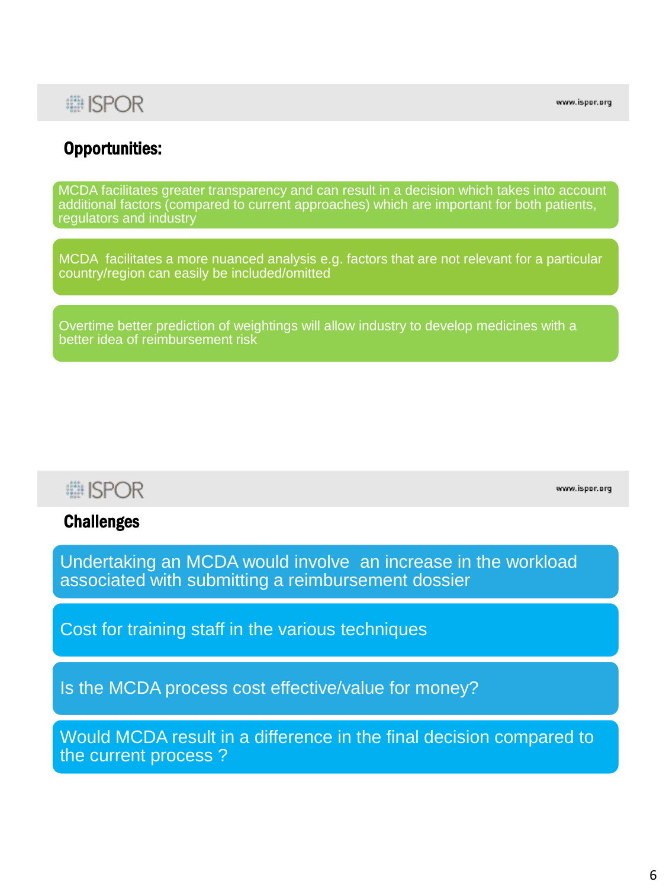## Opportunities:

- MCDA facilitates greater transparency and can result in a decision which takes into account additional factors (compared to current approaches) which are important for both patients, regulators and industry
- MCDA facilitates a more nuanced analysis e.g. factors that are not relevant for a particular country/region can easily be included/omitted
- Overtime better prediction of weightings will allow industry to develop medicines with a better idea of reimbursement risk

## Challenges

- Undertaking an MCDA would involve an increase in the workload associated with submitting a reimbursement dossier
- Cost for training staff in the various techniques
- Is the MCDA process cost effective/value for money?
- Would MCDA result in a difference in the final decision compared to the current process ?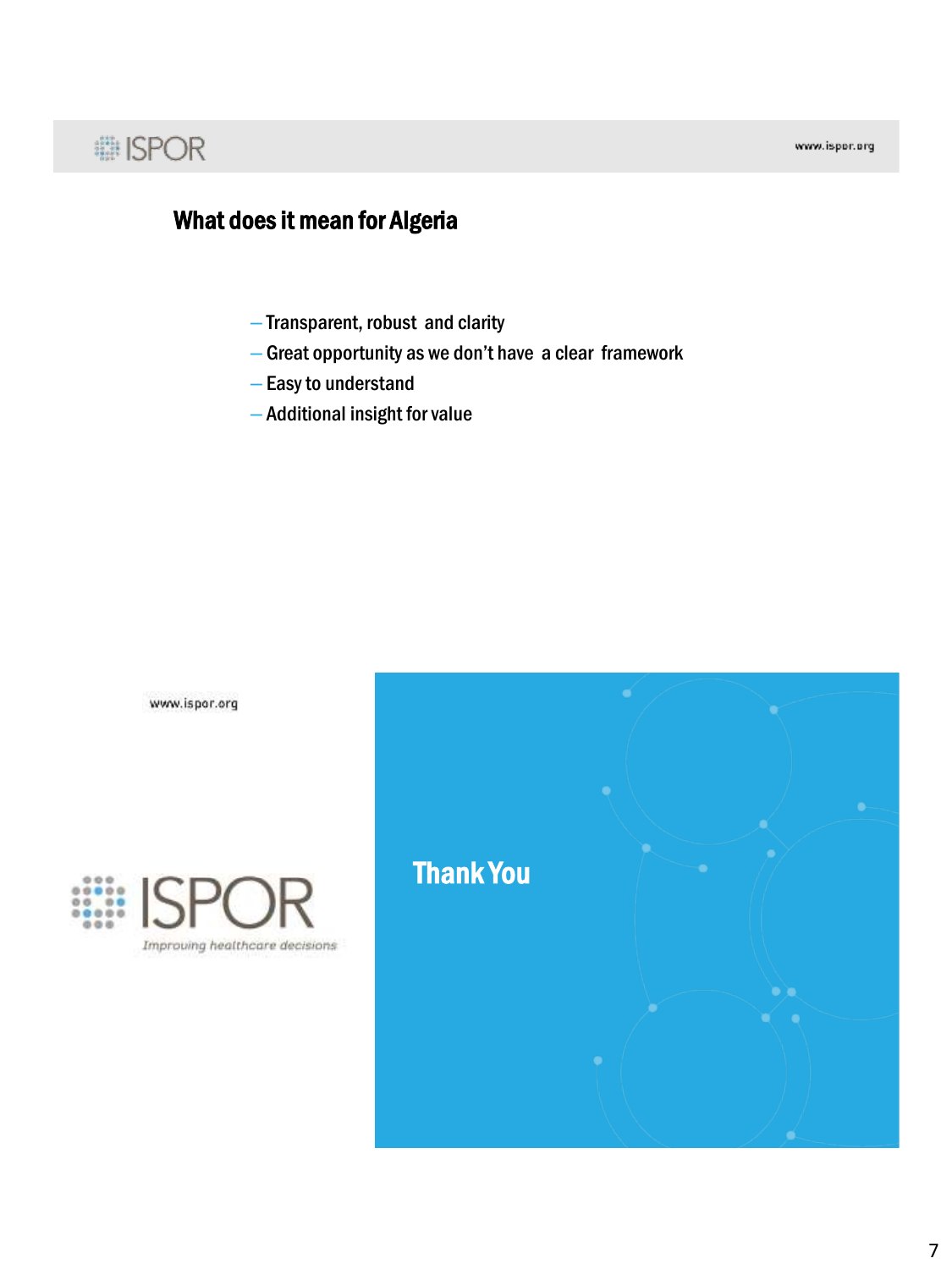## What does it mean for Algeria

- Transparent, robust and clarity
- Great opportunity as we don't have a clear framework
- Easy to understand
- Additional insight for value

www.ispor.org

ISPOR

*Improving healthcare decisions*

**Thank You**